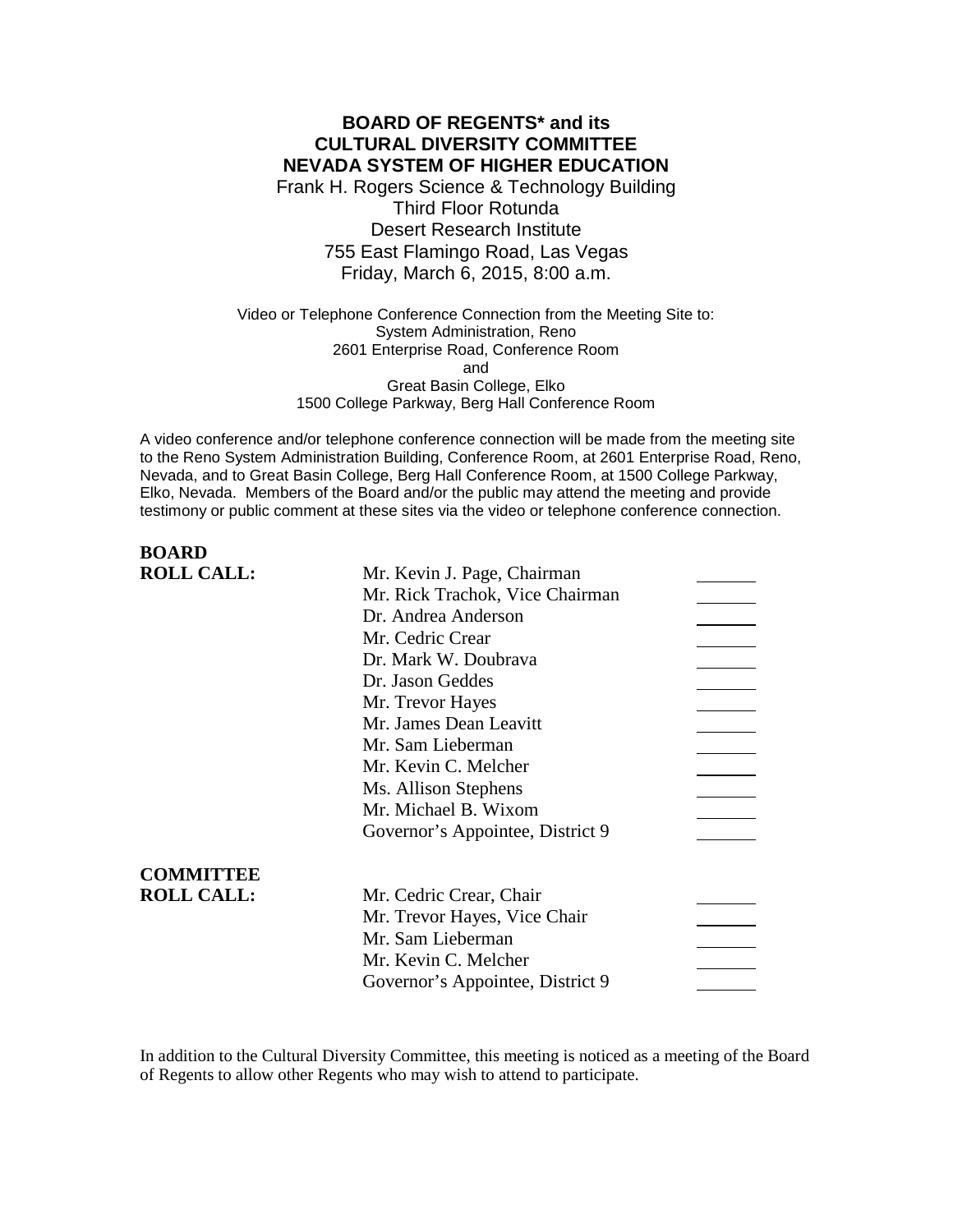# BOARD OF REGENTS* and its CULTURAL DIVERSITY COMMITTEE NEVADA SYSTEM OF HIGHER EDUCATION

Frank H. Rogers Science & Technology Building
Third Floor Rotunda
Desert Research Institute
755 East Flamingo Road, Las Vegas
Friday, March 6, 2015, 8:00 a.m.

Video or Telephone Conference Connection from the Meeting Site to:
System Administration, Reno
2601 Enterprise Road, Conference Room
and
Great Basin College, Elko
1500 College Parkway, Berg Hall Conference Room

A video conference and/or telephone conference connection will be made from the meeting site to the Reno System Administration Building, Conference Room, at 2601 Enterprise Road, Reno, Nevada, and to Great Basin College, Berg Hall Conference Room, at 1500 College Parkway, Elko, Nevada. Members of the Board and/or the public may attend the meeting and provide testimony or public comment at these sites via the video or telephone conference connection.

**BOARD ROLL CALL:**

| | |
|---|---|
| Mr. Kevin J. Page, Chairman | _______ |
| Mr. Rick Trachok, Vice Chairman | _______ |
| Dr. Andrea Anderson | _______ |
| Mr. Cedric Crear | _______ |
| Dr. Mark W. Doubrava | _______ |
| Dr. Jason Geddes | _______ |
| Mr. Trevor Hayes | _______ |
| Mr. James Dean Leavitt | _______ |
| Mr. Sam Lieberman | _______ |
| Mr. Kevin C. Melcher | _______ |
| Ms. Allison Stephens | _______ |
| Mr. Michael B. Wixom | _______ |
| Governor's Appointee, District 9 | _______ |

**COMMITTEE ROLL CALL:**

| | |
|---|---|
| Mr. Cedric Crear, Chair | _______ |
| Mr. Trevor Hayes, Vice Chair | _______ |
| Mr. Sam Lieberman | _______ |
| Mr. Kevin C. Melcher | _______ |
| Governor's Appointee, District 9 | _______ |

In addition to the Cultural Diversity Committee, this meeting is noticed as a meeting of the Board of Regents to allow other Regents who may wish to attend to participate.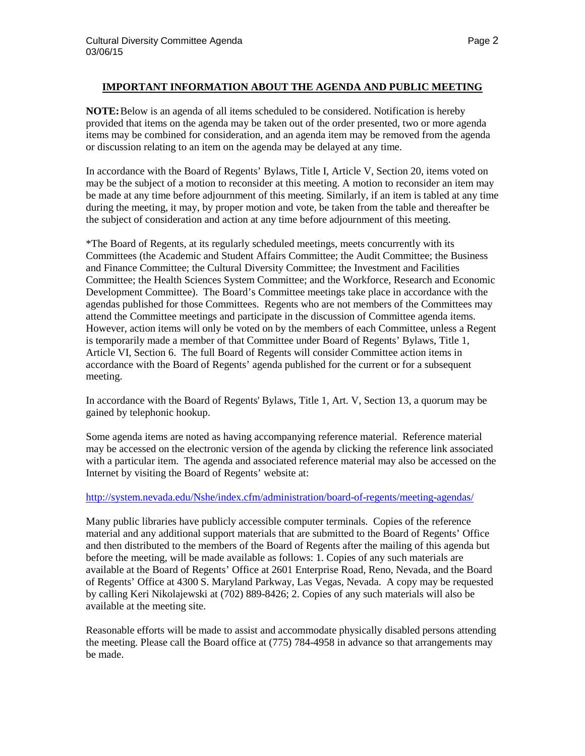## IMPORTANT INFORMATION ABOUT THE AGENDA AND PUBLIC MEETING

**NOTE:** Below is an agenda of all items scheduled to be considered. Notification is hereby provided that items on the agenda may be taken out of the order presented, two or more agenda items may be combined for consideration, and an agenda item may be removed from the agenda or discussion relating to an item on the agenda may be delayed at any time.

In accordance with the Board of Regents' Bylaws, Title I, Article V, Section 20, items voted on may be the subject of a motion to reconsider at this meeting. A motion to reconsider an item may be made at any time before adjournment of this meeting. Similarly, if an item is tabled at any time during the meeting, it may, by proper motion and vote, be taken from the table and thereafter be the subject of consideration and action at any time before adjournment of this meeting.

*The Board of Regents, at its regularly scheduled meetings, meets concurrently with its Committees (the Academic and Student Affairs Committee; the Audit Committee; the Business and Finance Committee; the Cultural Diversity Committee; the Investment and Facilities Committee; the Health Sciences System Committee; and the Workforce, Research and Economic Development Committee). The Board's Committee meetings take place in accordance with the agendas published for those Committees. Regents who are not members of the Committees may attend the Committee meetings and participate in the discussion of Committee agenda items. However, action items will only be voted on by the members of each Committee, unless a Regent is temporarily made a member of that Committee under Board of Regents' Bylaws, Title 1, Article VI, Section 6. The full Board of Regents will consider Committee action items in accordance with the Board of Regents' agenda published for the current or for a subsequent meeting.

In accordance with the Board of Regents' Bylaws, Title 1, Art. V, Section 13, a quorum may be gained by telephonic hookup.

Some agenda items are noted as having accompanying reference material. Reference material may be accessed on the electronic version of the agenda by clicking the reference link associated with a particular item. The agenda and associated reference material may also be accessed on the Internet by visiting the Board of Regents' website at:

http://system.nevada.edu/Nshe/index.cfm/administration/board-of-regents/meeting-agendas/

Many public libraries have publicly accessible computer terminals. Copies of the reference material and any additional support materials that are submitted to the Board of Regents' Office and then distributed to the members of the Board of Regents after the mailing of this agenda but before the meeting, will be made available as follows: 1. Copies of any such materials are available at the Board of Regents' Office at 2601 Enterprise Road, Reno, Nevada, and the Board of Regents' Office at 4300 S. Maryland Parkway, Las Vegas, Nevada. A copy may be requested by calling Keri Nikolajewski at (702) 889-8426; 2. Copies of any such materials will also be available at the meeting site.

Reasonable efforts will be made to assist and accommodate physically disabled persons attending the meeting. Please call the Board office at (775) 784-4958 in advance so that arrangements may be made.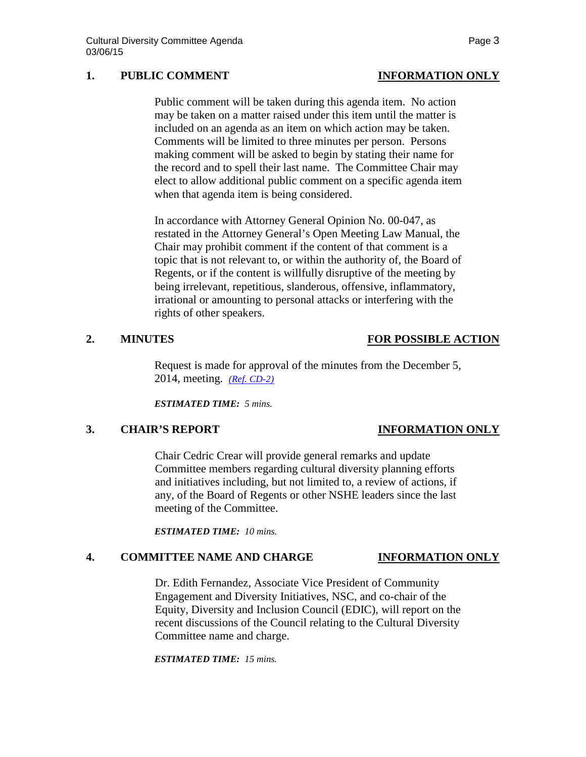## 1. PUBLIC COMMENT — INFORMATION ONLY

Public comment will be taken during this agenda item. No action may be taken on a matter raised under this item until the matter is included on an agenda as an item on which action may be taken. Comments will be limited to three minutes per person. Persons making comment will be asked to begin by stating their name for the record and to spell their last name. The Committee Chair may elect to allow additional public comment on a specific agenda item when that agenda item is being considered.

In accordance with Attorney General Opinion No. 00-047, as restated in the Attorney General's Open Meeting Law Manual, the Chair may prohibit comment if the content of that comment is a topic that is not relevant to, or within the authority of, the Board of Regents, or if the content is willfully disruptive of the meeting by being irrelevant, repetitious, slanderous, offensive, inflammatory, irrational or amounting to personal attacks or interfering with the rights of other speakers.

## 2. MINUTES — FOR POSSIBLE ACTION

Request is made for approval of the minutes from the December 5, 2014, meeting. *(Ref. CD-2)*

***ESTIMATED TIME:*** *5 mins.*

## 3. CHAIR'S REPORT — INFORMATION ONLY

Chair Cedric Crear will provide general remarks and update Committee members regarding cultural diversity planning efforts and initiatives including, but not limited to, a review of actions, if any, of the Board of Regents or other NSHE leaders since the last meeting of the Committee.

***ESTIMATED TIME:*** *10 mins.*

## 4. COMMITTEE NAME AND CHARGE — INFORMATION ONLY

Dr. Edith Fernandez, Associate Vice President of Community Engagement and Diversity Initiatives, NSC, and co-chair of the Equity, Diversity and Inclusion Council (EDIC), will report on the recent discussions of the Council relating to the Cultural Diversity Committee name and charge.

***ESTIMATED TIME:*** *15 mins.*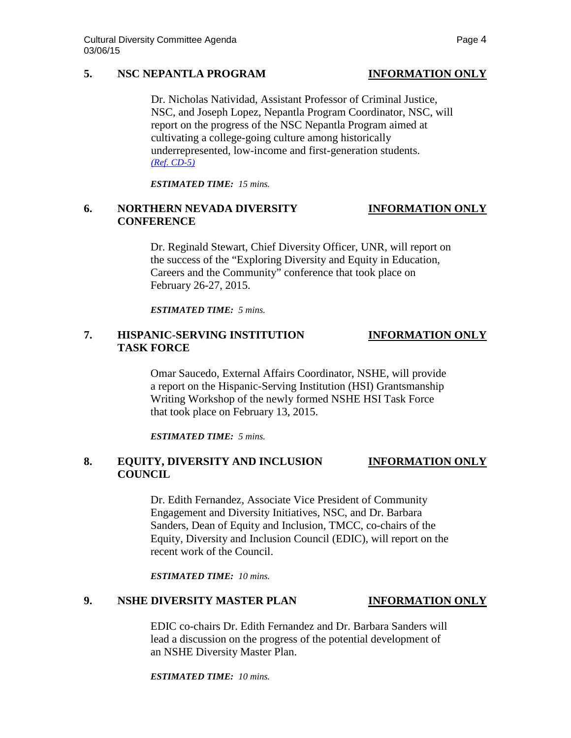## 5. NSC NEPANTLA PROGRAM — INFORMATION ONLY

Dr. Nicholas Natividad, Assistant Professor of Criminal Justice, NSC, and Joseph Lopez, Nepantla Program Coordinator, NSC, will report on the progress of the NSC Nepantla Program aimed at cultivating a college-going culture among historically underrepresented, low-income and first-generation students. *(Ref. CD-5)*

***ESTIMATED TIME:*** *15 mins.*

## 6. NORTHERN NEVADA DIVERSITY CONFERENCE — INFORMATION ONLY

Dr. Reginald Stewart, Chief Diversity Officer, UNR, will report on the success of the "Exploring Diversity and Equity in Education, Careers and the Community" conference that took place on February 26-27, 2015.

***ESTIMATED TIME:*** *5 mins.*

## 7. HISPANIC-SERVING INSTITUTION TASK FORCE — INFORMATION ONLY

Omar Saucedo, External Affairs Coordinator, NSHE, will provide a report on the Hispanic-Serving Institution (HSI) Grantsmanship Writing Workshop of the newly formed NSHE HSI Task Force that took place on February 13, 2015.

***ESTIMATED TIME:*** *5 mins.*

## 8. EQUITY, DIVERSITY AND INCLUSION COUNCIL — INFORMATION ONLY

Dr. Edith Fernandez, Associate Vice President of Community Engagement and Diversity Initiatives, NSC, and Dr. Barbara Sanders, Dean of Equity and Inclusion, TMCC, co-chairs of the Equity, Diversity and Inclusion Council (EDIC), will report on the recent work of the Council.

***ESTIMATED TIME:*** *10 mins.*

## 9. NSHE DIVERSITY MASTER PLAN — INFORMATION ONLY

EDIC co-chairs Dr. Edith Fernandez and Dr. Barbara Sanders will lead a discussion on the progress of the potential development of an NSHE Diversity Master Plan.

***ESTIMATED TIME:*** *10 mins.*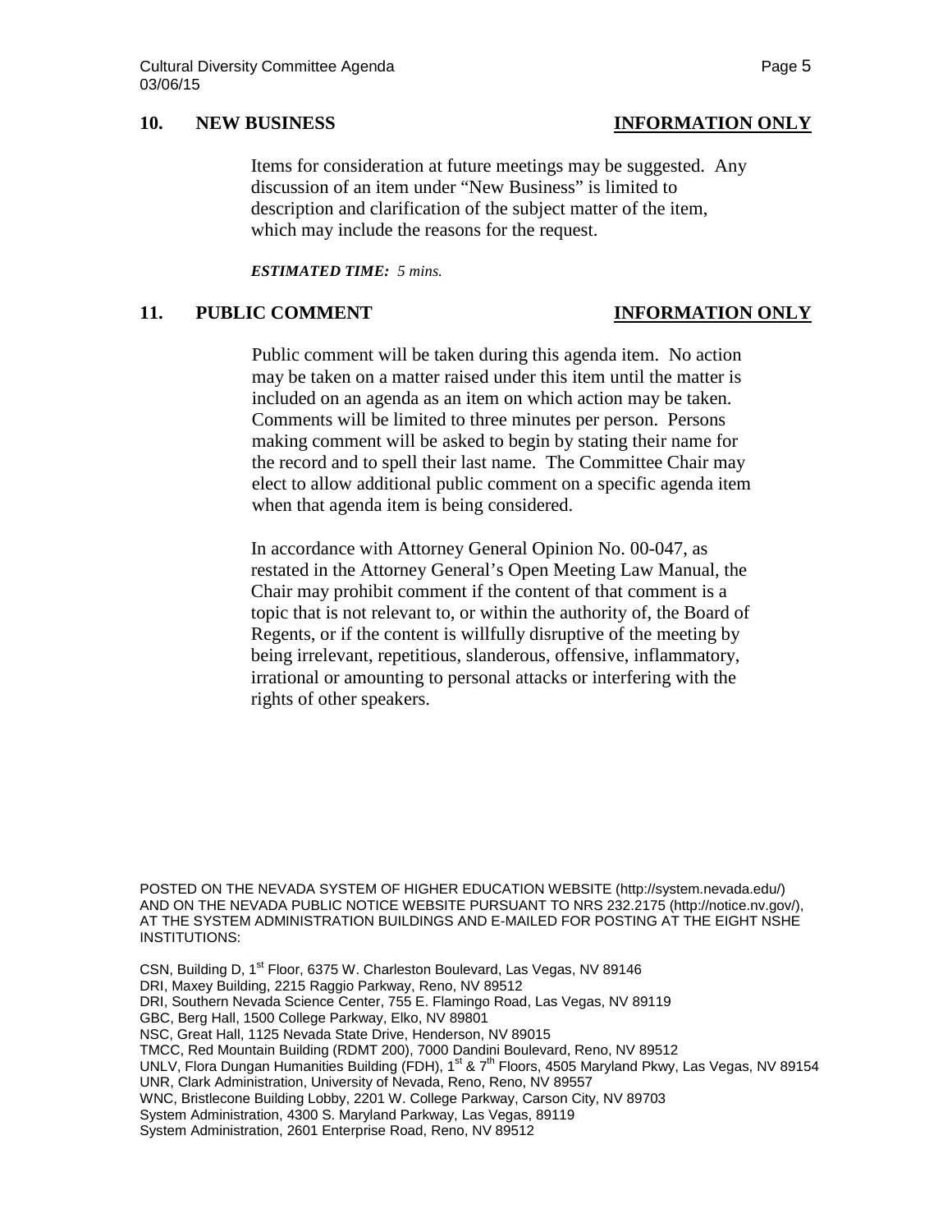## 10. NEW BUSINESS — INFORMATION ONLY

Items for consideration at future meetings may be suggested. Any discussion of an item under "New Business" is limited to description and clarification of the subject matter of the item, which may include the reasons for the request.

***ESTIMATED TIME:** 5 mins.*

## 11. PUBLIC COMMENT — INFORMATION ONLY

Public comment will be taken during this agenda item. No action may be taken on a matter raised under this item until the matter is included on an agenda as an item on which action may be taken. Comments will be limited to three minutes per person. Persons making comment will be asked to begin by stating their name for the record and to spell their last name. The Committee Chair may elect to allow additional public comment on a specific agenda item when that agenda item is being considered.

In accordance with Attorney General Opinion No. 00-047, as restated in the Attorney General's Open Meeting Law Manual, the Chair may prohibit comment if the content of that comment is a topic that is not relevant to, or within the authority of, the Board of Regents, or if the content is willfully disruptive of the meeting by being irrelevant, repetitious, slanderous, offensive, inflammatory, irrational or amounting to personal attacks or interfering with the rights of other speakers.

POSTED ON THE NEVADA SYSTEM OF HIGHER EDUCATION WEBSITE (http://system.nevada.edu/) AND ON THE NEVADA PUBLIC NOTICE WEBSITE PURSUANT TO NRS 232.2175 (http://notice.nv.gov/), AT THE SYSTEM ADMINISTRATION BUILDINGS AND E-MAILED FOR POSTING AT THE EIGHT NSHE INSTITUTIONS:

CSN, Building D, 1st Floor, 6375 W. Charleston Boulevard, Las Vegas, NV 89146
DRI, Maxey Building, 2215 Raggio Parkway, Reno, NV 89512
DRI, Southern Nevada Science Center, 755 E. Flamingo Road, Las Vegas, NV 89119
GBC, Berg Hall, 1500 College Parkway, Elko, NV 89801
NSC, Great Hall, 1125 Nevada State Drive, Henderson, NV 89015
TMCC, Red Mountain Building (RDMT 200), 7000 Dandini Boulevard, Reno, NV 89512
UNLV, Flora Dungan Humanities Building (FDH), 1st & 7th Floors, 4505 Maryland Pkwy, Las Vegas, NV 89154
UNR, Clark Administration, University of Nevada, Reno, Reno, NV 89557
WNC, Bristlecone Building Lobby, 2201 W. College Parkway, Carson City, NV 89703
System Administration, 4300 S. Maryland Parkway, Las Vegas, 89119
System Administration, 2601 Enterprise Road, Reno, NV 89512